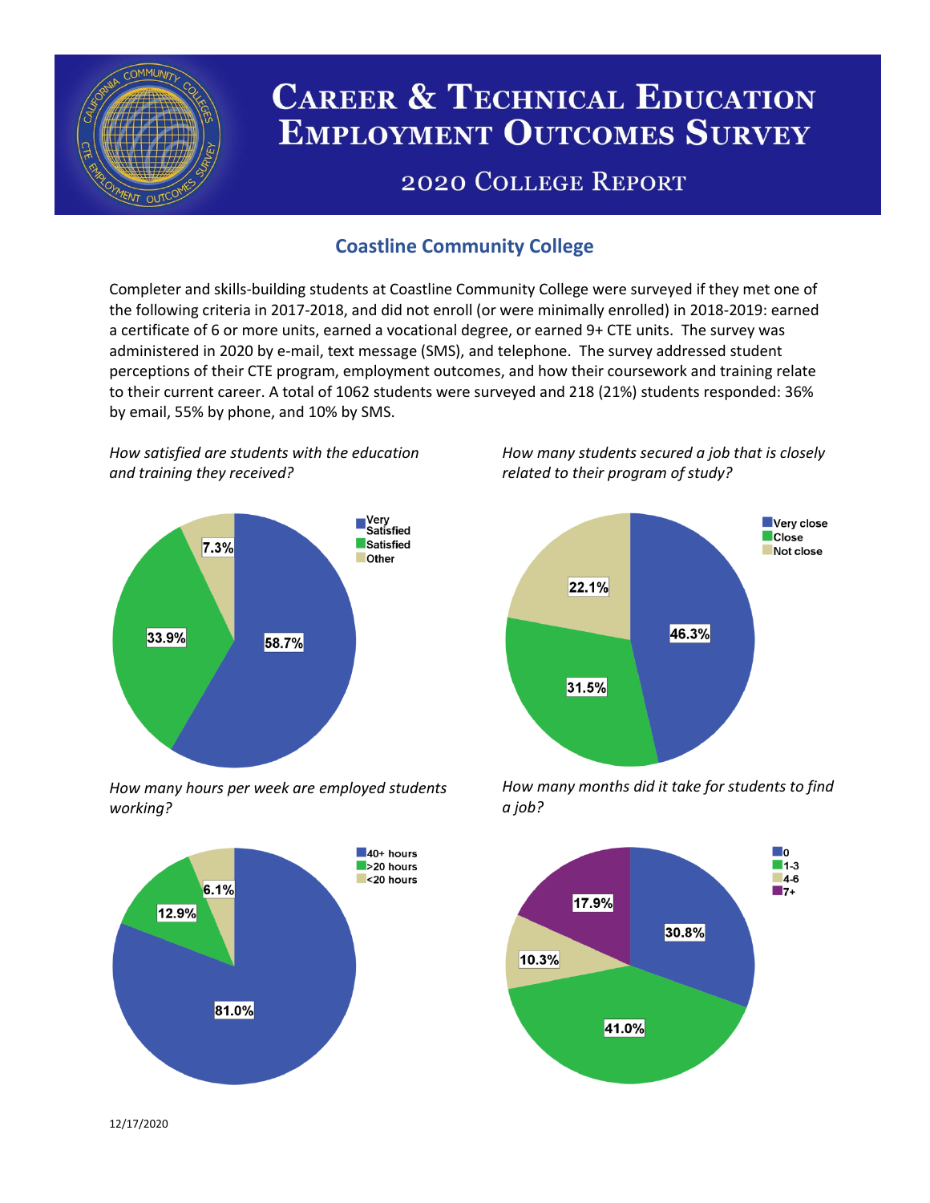# Career & Technical Education Employment Outcomes Survey

## 2020 College Report

### Coastline Community College

Completer and skills-building students at Coastline Community College were surveyed if they met one of the following criteria in 2017-2018, and did not enroll (or were minimally enrolled) in 2018-2019: earned a certificate of 6 or more units, earned a vocational degree, or earned 9+ CTE units. The survey was administered in 2020 by e-mail, text message (SMS), and telephone. The survey addressed student perceptions of their CTE program, employment outcomes, and how their coursework and training relate to their current career. A total of 1062 students were surveyed and 218 (21%) students responded: 36% by email, 55% by phone, and 10% by SMS.

*How satisfied are students with the education and training they received?*

| Response | Percent |
|---|---|
| Very Satisfied | 58.7% |
| Satisfied | 33.9% |
| Other | 7.3% |

*How many students secured a job that is closely related to their program of study?*

| Response | Percent |
|---|---|
| Very close | 46.3% |
| Close | 31.5% |
| Not close | 22.1% |

*How many hours per week are employed students working?*

| Response | Percent |
|---|---|
| 40+ hours | 81.0% |
| >20 hours | 12.9% |
| <20 hours | 6.1% |

*How many months did it take for students to find a job?*

| Months | Percent |
|---|---|
| 0 | 30.8% |
| 1-3 | 41.0% |
| 4-6 | 10.3% |
| 7+ | 17.9% |

12/17/2020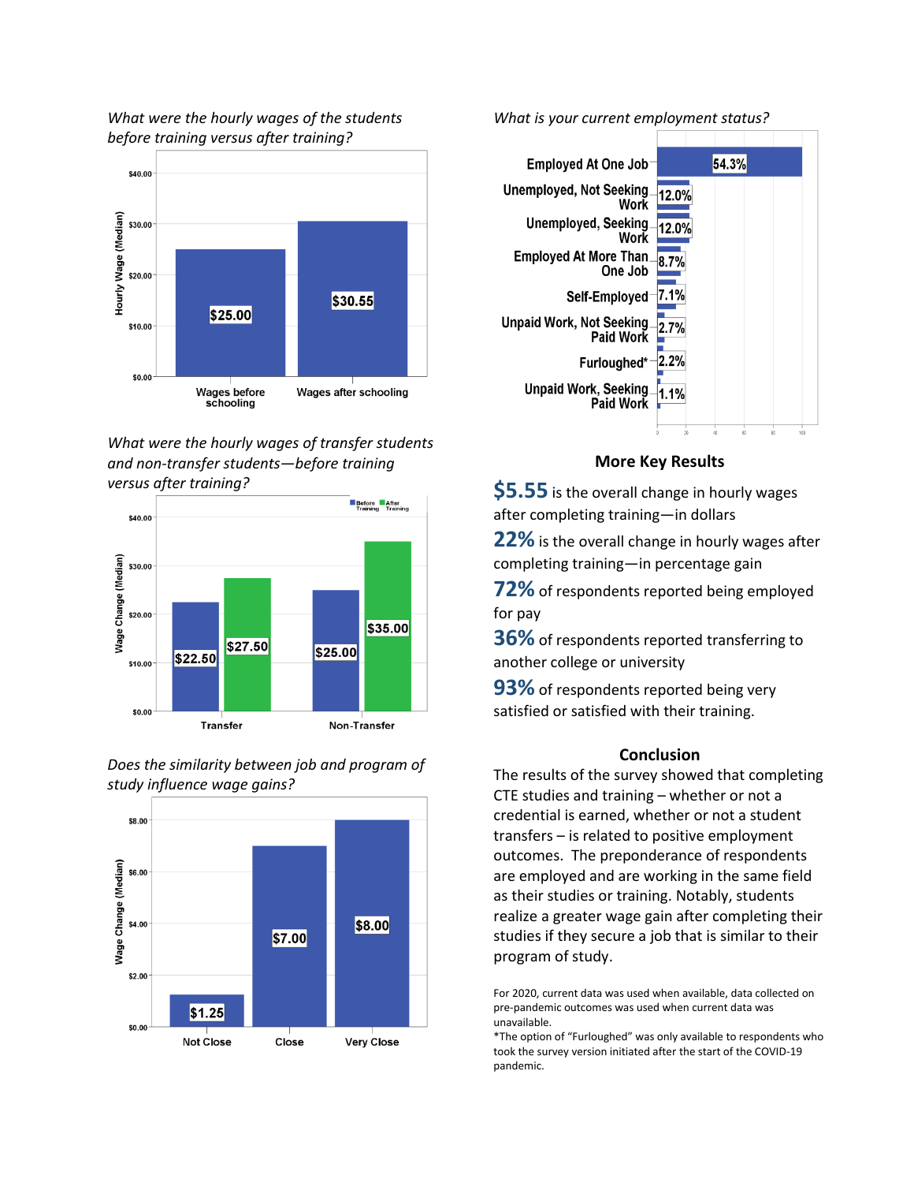*What were the hourly wages of the students before training versus after training?*

Hourly Wage (Median)

$40.00
$30.00
$20.00
$10.00
$0.00

$25.00
$30.55

Wages before schooling
Wages after schooling

*What were the hourly wages of transfer students and non-transfer students—before training versus after training?*

Before Training
After Training

Wage Change (Median)

$40.00
$30.00
$20.00
$10.00
$0.00

$22.50
$27.50
$25.00
$35.00

Transfer
Non-Transfer

*Does the similarity between job and program of study influence wage gains?*

Wage Change (Median)

$8.00
$6.00
$4.00
$2.00
$0.00

$1.25
$7.00
$8.00

Not Close
Close
Very Close

*What is your current employment status?*

Employed At One Job 54.3%
Unemployed, Not Seeking Work 12.0%
Unemployed, Seeking Work 12.0%
Employed At More Than One Job 8.7%
Self-Employed 7.1%
Unpaid Work, Not Seeking Paid Work 2.7%
Furloughed* 2.2%
Unpaid Work, Seeking Paid Work 1.1%

0 20 40 60 80 100

## More Key Results

**$5.55** is the overall change in hourly wages after completing training—in dollars

**22%** is the overall change in hourly wages after completing training—in percentage gain

**72%** of respondents reported being employed for pay

**36%** of respondents reported transferring to another college or university

**93%** of respondents reported being very satisfied or satisfied with their training.

## Conclusion

The results of the survey showed that completing CTE studies and training – whether or not a credential is earned, whether or not a student transfers – is related to positive employment outcomes. The preponderance of respondents are employed and are working in the same field as their studies or training. Notably, students realize a greater wage gain after completing their studies if they secure a job that is similar to their program of study.

For 2020, current data was used when available, data collected on pre-pandemic outcomes was used when current data was unavailable.

*The option of "Furloughed" was only available to respondents who took the survey version initiated after the start of the COVID-19 pandemic.